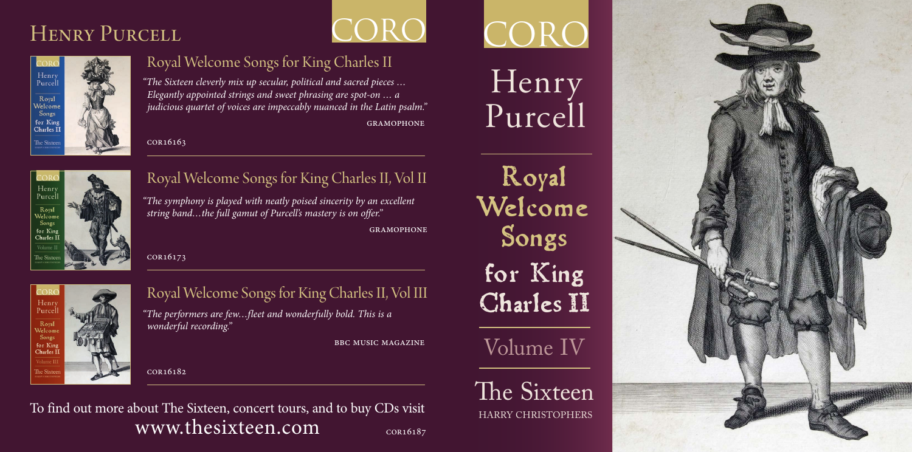# Henry Purcell

## Royal Welcome Songs for King Charles II

*"The Sixteen cleverly mix up secular, political and sacred pieces … Elegantly appointed strings and sweet phrasing are spot-on … a judicious quartet of voices are impeccably nuanced in the Latin psalm."*

GRAMOPHONE

COR16163

## Royal Welcome Songs for King Charles II, Vol II

*"The symphony is played with neatly poised sincerity by an excellent string band…the full gamut of Purcell's mastery is on offer."*

GRAMOPHONE

COR16173

## Royal Welcome Songs for King Charles II, Vol III

*"The performers are few…fleet and wonderfully bold. This is a wonderful recording."*

BBC MUSIC MAGAZINE

COR16182

To find out more about The Sixteen, concert tours, and to buy CDs visit
www.thesixteen.com

COR16187

CORO

# Henry Purcell

# Royal Welcome Songs for King Charles II

## Volume IV

The Sixteen
HARRY CHRISTOPHERS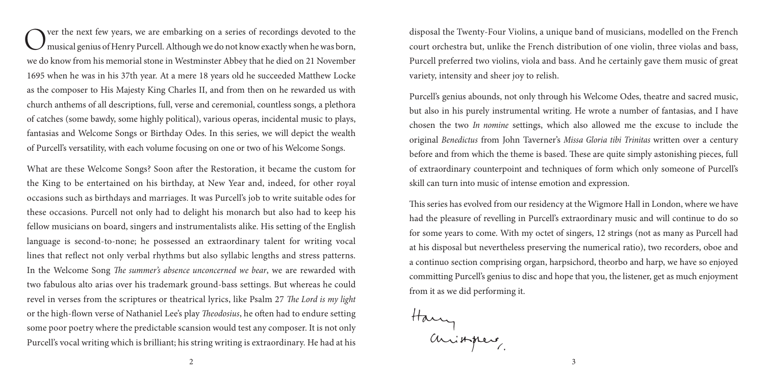Over the next few years, we are embarking on a series of recordings devoted to the musical genius of Henry Purcell. Although we do not know exactly when he was born, we do know from his memorial stone in Westminster Abbey that he died on 21 November 1695 when he was in his 37th year. At a mere 18 years old he succeeded Matthew Locke as the composer to His Majesty King Charles II, and from then on he rewarded us with church anthems of all descriptions, full, verse and ceremonial, countless songs, a plethora of catches (some bawdy, some highly political), various operas, incidental music to plays, fantasias and Welcome Songs or Birthday Odes. In this series, we will depict the wealth of Purcell's versatility, with each volume focusing on one or two of his Welcome Songs.

What are these Welcome Songs? Soon after the Restoration, it became the custom for the King to be entertained on his birthday, at New Year and, indeed, for other royal occasions such as birthdays and marriages. It was Purcell's job to write suitable odes for these occasions. Purcell not only had to delight his monarch but also had to keep his fellow musicians on board, singers and instrumentalists alike. His setting of the English language is second-to-none; he possessed an extraordinary talent for writing vocal lines that reflect not only verbal rhythms but also syllabic lengths and stress patterns. In the Welcome Song *The summer's absence unconcerned we bear*, we are rewarded with two fabulous alto arias over his trademark ground-bass settings. But whereas he could revel in verses from the scriptures or theatrical lyrics, like Psalm 27 *The Lord is my light* or the high-flown verse of Nathaniel Lee's play *Theodosius*, he often had to endure setting some poor poetry where the predictable scansion would test any composer. It is not only Purcell's vocal writing which is brilliant; his string writing is extraordinary. He had at his disposal the Twenty-Four Violins, a unique band of musicians, modelled on the French court orchestra but, unlike the French distribution of one violin, three violas and bass, Purcell preferred two violins, viola and bass. And he certainly gave them music of great variety, intensity and sheer joy to relish.

Purcell's genius abounds, not only through his Welcome Odes, theatre and sacred music, but also in his purely instrumental writing. He wrote a number of fantasias, and I have chosen the two *In nomine* settings, which also allowed me the excuse to include the original *Benedictus* from John Taverner's *Missa Gloria tibi Trinitas* written over a century before and from which the theme is based. These are quite simply astonishing pieces, full of extraordinary counterpoint and techniques of form which only someone of Purcell's skill can turn into music of intense emotion and expression.

This series has evolved from our residency at the Wigmore Hall in London, where we have had the pleasure of revelling in Purcell's extraordinary music and will continue to do so for some years to come. With my octet of singers, 12 strings (not as many as Purcell had at his disposal but nevertheless preserving the numerical ratio), two recorders, oboe and a continuo section comprising organ, harpsichord, theorbo and harp, we have so enjoyed committing Purcell's genius to disc and hope that you, the listener, get as much enjoyment from it as we did performing it.

Harry Christophers.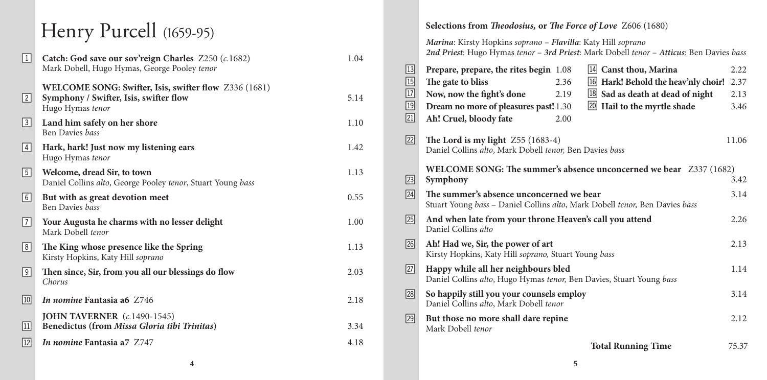# Henry Purcell (1659-95)

| | | |
|---|---|---|
| 1 | **Catch: God save our sov'reign Charles** Z250 (*c.*1682)<br>Mark Dobell, Hugo Hymas, George Pooley *tenor* | 1.04 |
| | **WELCOME SONG: Swifter, Isis, swifter flow** Z336 (1681) | |
| 2 | **Symphony / Swifter, Isis, swifter flow**<br>Hugo Hymas *tenor* | 5.14 |
| 3 | **Land him safely on her shore**<br>Ben Davies *bass* | 1.10 |
| 4 | **Hark, hark! Just now my listening ears**<br>Hugo Hymas *tenor* | 1.42 |
| 5 | **Welcome, dread Sir, to town**<br>Daniel Collins *alto*, George Pooley *tenor*, Stuart Young *bass* | 1.13 |
| 6 | **But with as great devotion meet**<br>Ben Davies *bass* | 0.55 |
| 7 | **Your Augusta he charms with no lesser delight**<br>Mark Dobell *tenor* | 1.00 |
| 8 | **The King whose presence like the Spring**<br>Kirsty Hopkins, Katy Hill *soprano* | 1.13 |
| 9 | **Then since, Sir, from you all our blessings do flow**<br>*Chorus* | 2.03 |
| 10 | ***In nomine* Fantasia a6** Z746 | 2.18 |
| | **JOHN TAVERNER** (*c.*1490-1545) | |
| 11 | **Benedictus (from *Missa Gloria tibi Trinitas*)** | 3.34 |
| 12 | ***In nomine* Fantasia a7** Z747 | 4.18 |

**Selections from *Theodosius,* or *The Force of Love*** Z606 (1680)

***Marina***: Kirsty Hopkins *soprano* – ***Flavilla***: Katy Hill *soprano*
***2nd Priest***: Hugo Hymas *tenor* – ***3rd Priest***: Mark Dobell *tenor* – ***Atticus***: Ben Davies *bass*

| | | |
|---|---|---|
| 13 | **Prepare, prepare, the rites begin** | 1.08 |
| 14 | **Canst thou, Marina** | 2.22 |
| 15 | **The gate to bliss** | 2.36 |
| 16 | **Hark! Behold the heav'nly choir!** | 2.37 |
| 17 | **Now, now the fight's done** | 2.19 |
| 18 | **Sad as death at dead of night** | 2.13 |
| 19 | **Dream no more of pleasures past!** | 1.30 |
| 20 | **Hail to the myrtle shade** | 3.46 |
| 21 | **Ah! Cruel, bloody fate** | 2.00 |
| 22 | **The Lord is my light** Z55 (1683-4)<br>Daniel Collins *alto*, Mark Dobell *tenor,* Ben Davies *bass* | 11.06 |
| | **WELCOME SONG: The summer's absence unconcerned we bear** Z337 (1682) | |
| 23 | **Symphony** | 3.42 |
| 24 | **The summer's absence unconcerned we bear**<br>Stuart Young *bass* – Daniel Collins *alto*, Mark Dobell *tenor,* Ben Davies *bass* | 3.14 |
| 25 | **And when late from your throne Heaven's call you attend**<br>Daniel Collins *alto* | 2.26 |
| 26 | **Ah! Had we, Sir, the power of art**<br>Kirsty Hopkins, Katy Hill *soprano,* Stuart Young *bass* | 2.13 |
| 27 | **Happy while all her neighbours bled**<br>Daniel Collins *alto*, Hugo Hymas *tenor,* Ben Davies, Stuart Young *bass* | 1.14 |
| 28 | **So happily still you your counsels employ**<br>Daniel Collins *alto*, Mark Dobell *tenor* | 3.14 |
| 29 | **But those no more shall dare repine**<br>Mark Dobell *tenor* | 2.12 |
| | **Total Running Time** | 75.37 |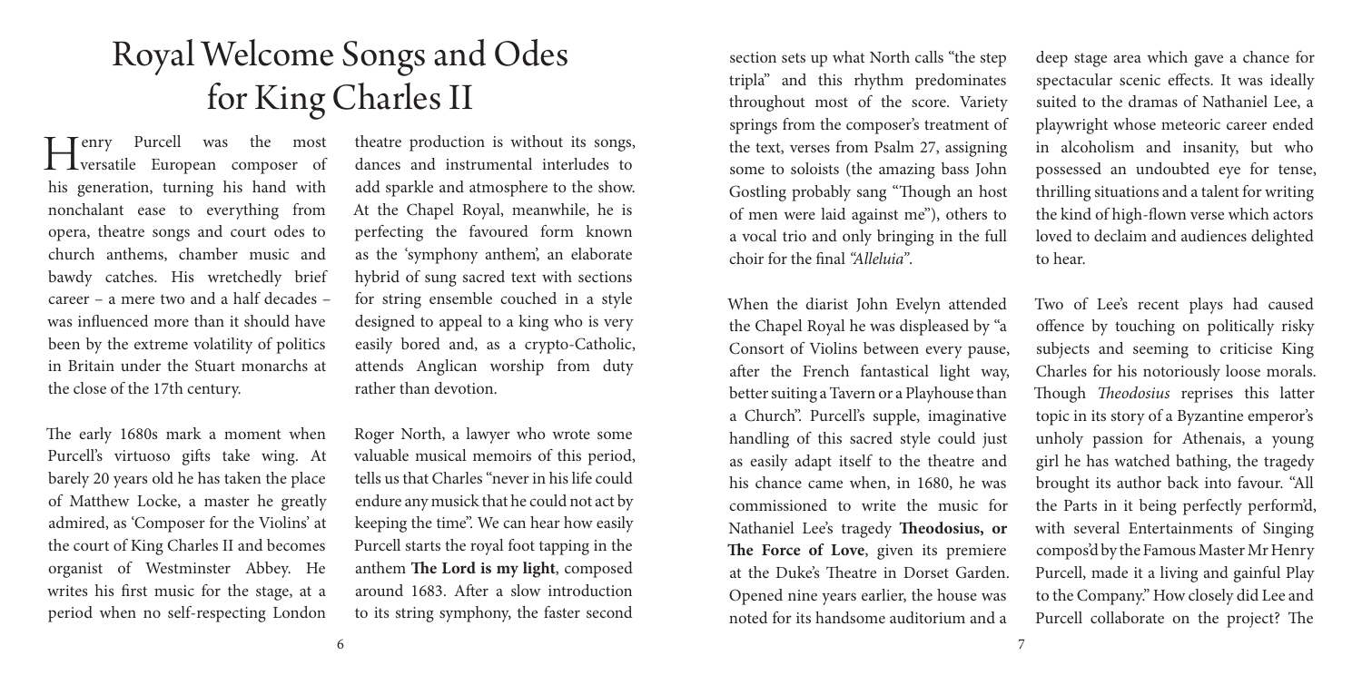# Royal Welcome Songs and Odes for King Charles II

Henry Purcell was the most versatile European composer of his generation, turning his hand with nonchalant ease to everything from opera, theatre songs and court odes to church anthems, chamber music and bawdy catches. His wretchedly brief career – a mere two and a half decades – was influenced more than it should have been by the extreme volatility of politics in Britain under the Stuart monarchs at the close of the 17th century.

The early 1680s mark a moment when Purcell's virtuoso gifts take wing. At barely 20 years old he has taken the place of Matthew Locke, a master he greatly admired, as 'Composer for the Violins' at the court of King Charles II and becomes organist of Westminster Abbey. He writes his first music for the stage, at a period when no self-respecting London theatre production is without its songs, dances and instrumental interludes to add sparkle and atmosphere to the show. At the Chapel Royal, meanwhile, he is perfecting the favoured form known as the 'symphony anthem', an elaborate hybrid of sung sacred text with sections for string ensemble couched in a style designed to appeal to a king who is very easily bored and, as a crypto-Catholic, attends Anglican worship from duty rather than devotion.

Roger North, a lawyer who wrote some valuable musical memoirs of this period, tells us that Charles "never in his life could endure any musick that he could not act by keeping the time". We can hear how easily Purcell starts the royal foot tapping in the anthem **The Lord is my light**, composed around 1683. After a slow introduction to its string symphony, the faster second section sets up what North calls "the step tripla" and this rhythm predominates throughout most of the score. Variety springs from the composer's treatment of the text, verses from Psalm 27, assigning some to soloists (the amazing bass John Gostling probably sang "Though an host of men were laid against me"), others to a vocal trio and only bringing in the full choir for the final *"Alleluia"*.

When the diarist John Evelyn attended the Chapel Royal he was displeased by "a Consort of Violins between every pause, after the French fantastical light way, better suiting a Tavern or a Playhouse than a Church". Purcell's supple, imaginative handling of this sacred style could just as easily adapt itself to the theatre and his chance came when, in 1680, he was commissioned to write the music for Nathaniel Lee's tragedy **Theodosius, or The Force of Love**, given its premiere at the Duke's Theatre in Dorset Garden. Opened nine years earlier, the house was noted for its handsome auditorium and a deep stage area which gave a chance for spectacular scenic effects. It was ideally suited to the dramas of Nathaniel Lee, a playwright whose meteoric career ended in alcoholism and insanity, but who possessed an undoubted eye for tense, thrilling situations and a talent for writing the kind of high-flown verse which actors loved to declaim and audiences delighted to hear.

Two of Lee's recent plays had caused offence by touching on politically risky subjects and seeming to criticise King Charles for his notoriously loose morals. Though *Theodosius* reprises this latter topic in its story of a Byzantine emperor's unholy passion for Athenais, a young girl he has watched bathing, the tragedy brought its author back into favour. "All the Parts in it being perfectly perform'd, with several Entertainments of Singing compos'd by the Famous Master Mr Henry Purcell, made it a living and gainful Play to the Company." How closely did Lee and Purcell collaborate on the project? The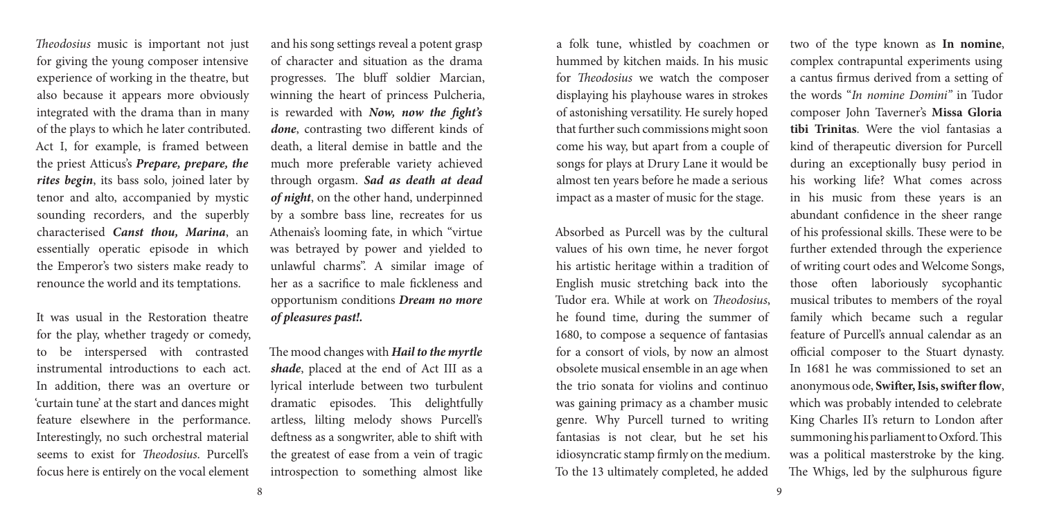*Theodosius* music is important not just for giving the young composer intensive experience of working in the theatre, but also because it appears more obviously integrated with the drama than in many of the plays to which he later contributed. Act I, for example, is framed between the priest Atticus's ***Prepare, prepare, the rites begin***, its bass solo, joined later by tenor and alto, accompanied by mystic sounding recorders, and the superbly characterised ***Canst thou, Marina***, an essentially operatic episode in which the Emperor's two sisters make ready to renounce the world and its temptations.

It was usual in the Restoration theatre for the play, whether tragedy or comedy, to be interspersed with contrasted instrumental introductions to each act. In addition, there was an overture or 'curtain tune' at the start and dances might feature elsewhere in the performance. Interestingly, no such orchestral material seems to exist for *Theodosius*. Purcell's focus here is entirely on the vocal element and his song settings reveal a potent grasp of character and situation as the drama progresses. The bluff soldier Marcian, winning the heart of princess Pulcheria, is rewarded with ***Now, now the fight's done***, contrasting two different kinds of death, a literal demise in battle and the much more preferable variety achieved through orgasm. ***Sad as death at dead of night***, on the other hand, underpinned by a sombre bass line, recreates for us Athenais's looming fate, in which "virtue was betrayed by power and yielded to unlawful charms". A similar image of her as a sacrifice to male fickleness and opportunism conditions ***Dream no more of pleasures past!***.

The mood changes with ***Hail to the myrtle shade***, placed at the end of Act III as a lyrical interlude between two turbulent dramatic episodes. This delightfully artless, lilting melody shows Purcell's deftness as a songwriter, able to shift with the greatest of ease from a vein of tragic introspection to something almost like a folk tune, whistled by coachmen or hummed by kitchen maids. In his music for *Theodosius* we watch the composer displaying his playhouse wares in strokes of astonishing versatility. He surely hoped that further such commissions might soon come his way, but apart from a couple of songs for plays at Drury Lane it would be almost ten years before he made a serious impact as a master of music for the stage.

Absorbed as Purcell was by the cultural values of his own time, he never forgot his artistic heritage within a tradition of English music stretching back into the Tudor era. While at work on *Theodosius*, he found time, during the summer of 1680, to compose a sequence of fantasias for a consort of viols, by now an almost obsolete musical ensemble in an age when the trio sonata for violins and continuo was gaining primacy as a chamber music genre. Why Purcell turned to writing fantasias is not clear, but he set his idiosyncratic stamp firmly on the medium. To the 13 ultimately completed, he added two of the type known as **In nomine**, complex contrapuntal experiments using a cantus firmus derived from a setting of the words "*In nomine Domini*" in Tudor composer John Taverner's **Missa Gloria tibi Trinitas**. Were the viol fantasias a kind of therapeutic diversion for Purcell during an exceptionally busy period in his working life? What comes across in his music from these years is an abundant confidence in the sheer range of his professional skills. These were to be further extended through the experience of writing court odes and Welcome Songs, those often laboriously sycophantic musical tributes to members of the royal family which became such a regular feature of Purcell's annual calendar as an official composer to the Stuart dynasty. In 1681 he was commissioned to set an anonymous ode, **Swifter, Isis, swifter flow**, which was probably intended to celebrate King Charles II's return to London after summoning his parliament to Oxford. This was a political masterstroke by the king. The Whigs, led by the sulphurous figure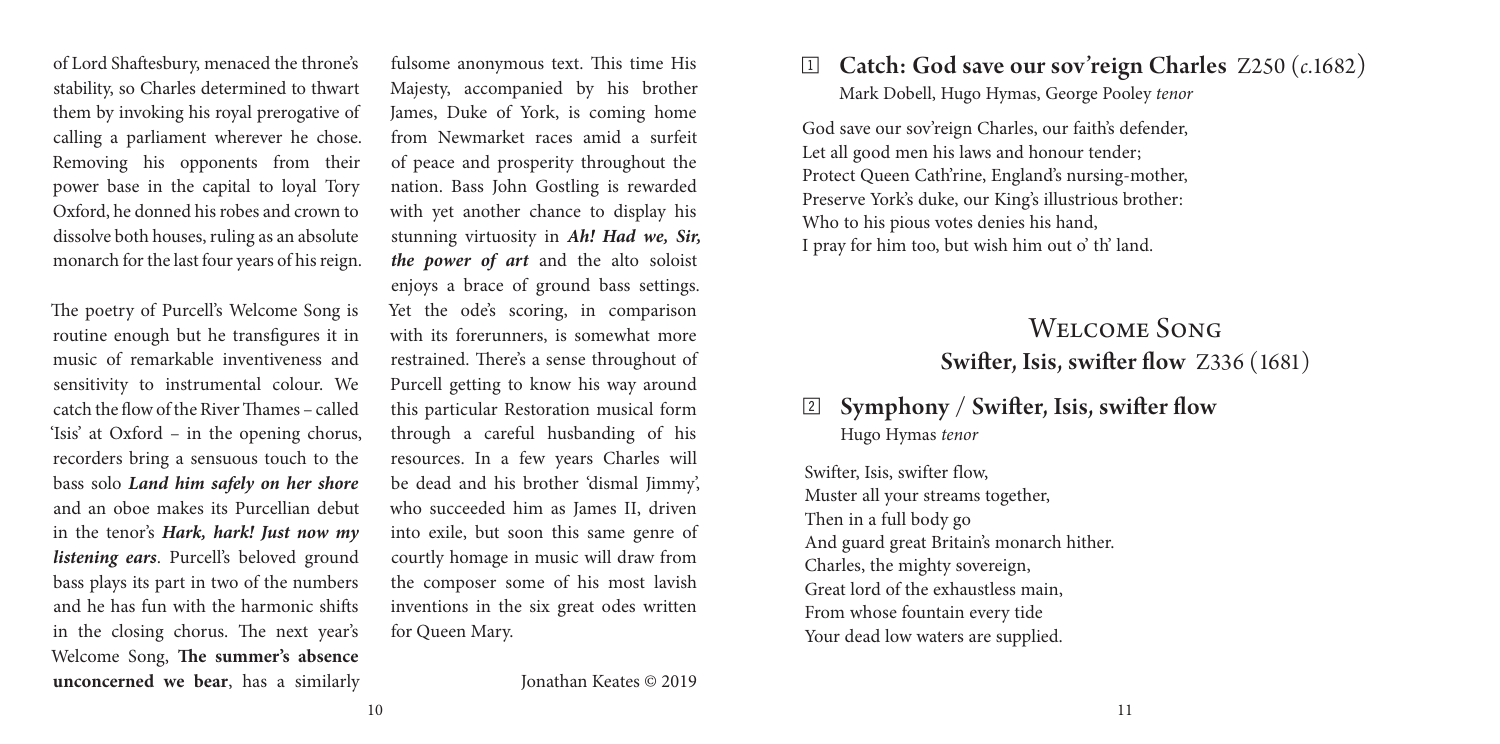of Lord Shaftesbury, menaced the throne's stability, so Charles determined to thwart them by invoking his royal prerogative of calling a parliament wherever he chose. Removing his opponents from their power base in the capital to loyal Tory Oxford, he donned his robes and crown to dissolve both houses, ruling as an absolute monarch for the last four years of his reign.

The poetry of Purcell's Welcome Song is routine enough but he transfigures it in music of remarkable inventiveness and sensitivity to instrumental colour. We catch the flow of the River Thames – called 'Isis' at Oxford – in the opening chorus, recorders bring a sensuous touch to the bass solo ***Land him safely on her shore*** and an oboe makes its Purcellian debut in the tenor's ***Hark, hark! Just now my listening ears***. Purcell's beloved ground bass plays its part in two of the numbers and he has fun with the harmonic shifts in the closing chorus. The next year's Welcome Song, **The summer's absence unconcerned we bear**, has a similarly fulsome anonymous text. This time His Majesty, accompanied by his brother James, Duke of York, is coming home from Newmarket races amid a surfeit of peace and prosperity throughout the nation. Bass John Gostling is rewarded with yet another chance to display his stunning virtuosity in ***Ah! Had we, Sir, the power of art*** and the alto soloist enjoys a brace of ground bass settings. Yet the ode's scoring, in comparison with its forerunners, is somewhat more restrained. There's a sense throughout of Purcell getting to know his way around this particular Restoration musical form through a careful husbanding of his resources. In a few years Charles will be dead and his brother 'dismal Jimmy', who succeeded him as James II, driven into exile, but soon this same genre of courtly homage in music will draw from the composer some of his most lavish inventions in the six great odes written for Queen Mary.

Jonathan Keates © 2019

### 1 Catch: God save our sov'reign Charles Z250 (*c*.1682)

Mark Dobell, Hugo Hymas, George Pooley *tenor*

God save our sov'reign Charles, our faith's defender,
Let all good men his laws and honour tender;
Protect Queen Cath'rine, England's nursing-mother,
Preserve York's duke, our King's illustrious brother:
Who to his pious votes denies his hand,
I pray for him too, but wish him out o' th' land.

## Welcome Song
## Swifter, Isis, swifter flow Z336 (1681)

### 2 Symphony / Swifter, Isis, swifter flow

Hugo Hymas *tenor*

Swifter, Isis, swifter flow,
Muster all your streams together,
Then in a full body go
And guard great Britain's monarch hither.
Charles, the mighty sovereign,
Great lord of the exhaustless main,
From whose fountain every tide
Your dead low waters are supplied.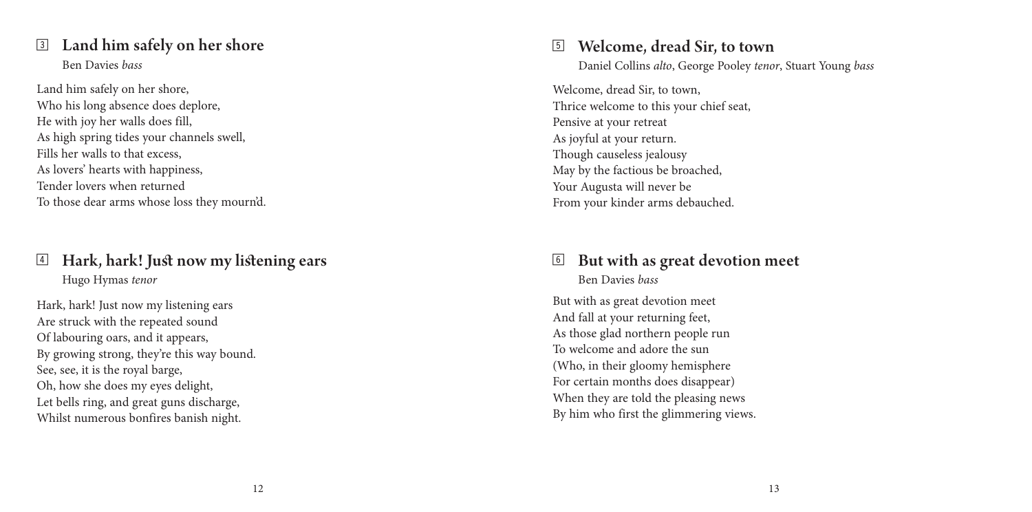## 3 Land him safely on her shore

Ben Davies *bass*

Land him safely on her shore,
Who his long absence does deplore,
He with joy her walls does fill,
As high spring tides your channels swell,
Fills her walls to that excess,
As lovers' hearts with happiness,
Tender lovers when returned
To those dear arms whose loss they mourn'd.

## 4 Hark, hark! Just now my listening ears

Hugo Hymas *tenor*

Hark, hark! Just now my listening ears
Are struck with the repeated sound
Of labouring oars, and it appears,
By growing strong, they're this way bound.
See, see, it is the royal barge,
Oh, how she does my eyes delight,
Let bells ring, and great guns discharge,
Whilst numerous bonfires banish night.

## 5 Welcome, dread Sir, to town

Daniel Collins *alto*, George Pooley *tenor*, Stuart Young *bass*

Welcome, dread Sir, to town,
Thrice welcome to this your chief seat,
Pensive at your retreat
As joyful at your return.
Though causeless jealousy
May by the factious be broached,
Your Augusta will never be
From your kinder arms debauched.

## 6 But with as great devotion meet

Ben Davies *bass*

But with as great devotion meet
And fall at your returning feet,
As those glad northern people run
To welcome and adore the sun
(Who, in their gloomy hemisphere
For certain months does disappear)
When they are told the pleasing news
By him who first the glimmering views.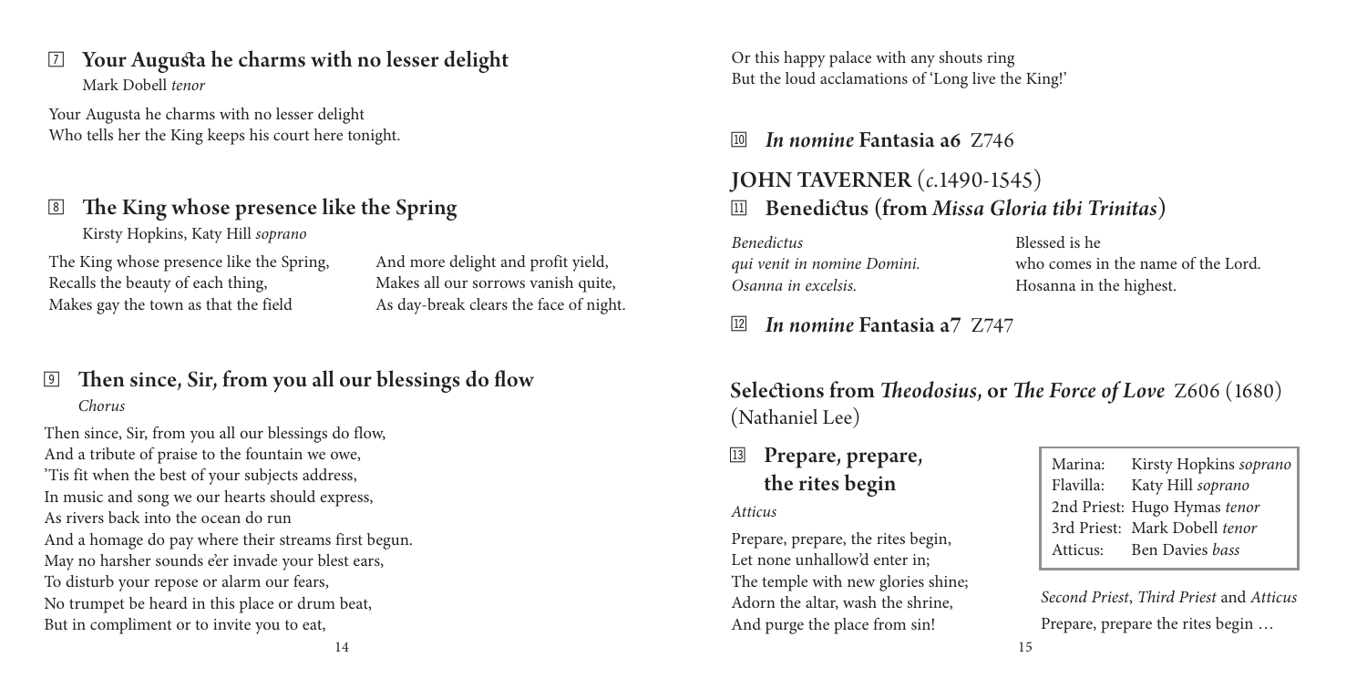## 7 Your Augusta he charms with no lesser delight

Mark Dobell *tenor*

Your Augusta he charms with no lesser delight
Who tells her the King keeps his court here tonight.

## 8 The King whose presence like the Spring

Kirsty Hopkins, Katy Hill *soprano*

The King whose presence like the Spring,
Recalls the beauty of each thing,
Makes gay the town as that the field
And more delight and profit yield,
Makes all our sorrows vanish quite,
As day-break clears the face of night.

## 9 Then since, Sir, from you all our blessings do flow

*Chorus*

Then since, Sir, from you all our blessings do flow,
And a tribute of praise to the fountain we owe,
'Tis fit when the best of your subjects address,
In music and song we our hearts should express,
As rivers back into the ocean do run
And a homage do pay where their streams first begun.
May no harsher sounds e'er invade your blest ears,
To disturb your repose or alarm our fears,
No trumpet be heard in this place or drum beat,
But in compliment or to invite you to eat,
Or this happy palace with any shouts ring
But the loud acclamations of 'Long live the King!'

## 10 *In nomine* Fantasia a6 Z746

# JOHN TAVERNER (*c.*1490-1545)

## 11 Benedictus (from *Missa Gloria tibi Trinitas*)

| | |
|---|---|
| *Benedictus* | Blessed is he |
| *qui venit in nomine Domini.* | who comes in the name of the Lord. |
| *Osanna in excelsis.* | Hosanna in the highest. |

## 12 *In nomine* Fantasia a7 Z747

# Selections from *Theodosius*, or *The Force of Love* Z606 (1680) (Nathaniel Lee)

| | |
|---|---|
| Marina: | Kirsty Hopkins *soprano* |
| Flavilla: | Katy Hill *soprano* |
| 2nd Priest: | Hugo Hymas *tenor* |
| 3rd Priest: | Mark Dobell *tenor* |
| Atticus: | Ben Davies *bass* |

## 13 Prepare, prepare, the rites begin

*Atticus*

Prepare, prepare, the rites begin,
Let none unhallow'd enter in;
The temple with new glories shine;
Adorn the altar, wash the shrine,
And purge the place from sin!

*Second Priest*, *Third Priest* and *Atticus*

Prepare, prepare the rites begin …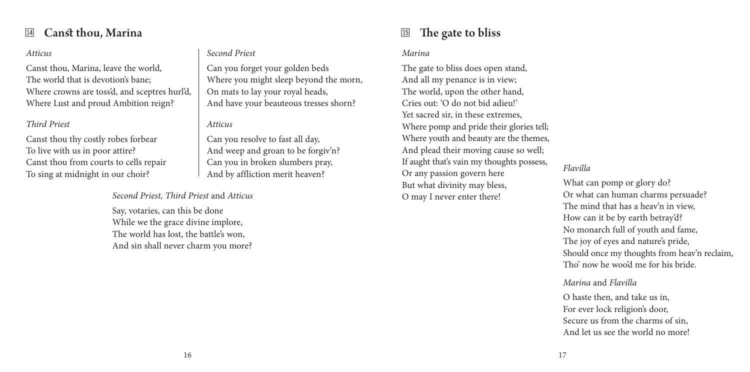## 14 Canst thou, Marina

*Atticus*

Canst thou, Marina, leave the world,
The world that is devotion's bane;
Where crowns are toss'd, and sceptres hurl'd,
Where Lust and proud Ambition reign?

*Third Priest*

Canst thou thy costly robes forbear
To live with us in poor attire?
Canst thou from courts to cells repair
To sing at midnight in our choir?

*Second Priest*

Can you forget your golden beds
Where you might sleep beyond the morn,
On mats to lay your royal heads,
And have your beauteous tresses shorn?

*Atticus*

Can you resolve to fast all day,
And weep and groan to be forgiv'n?
Can you in broken slumbers pray,
And by affliction merit heaven?

*Second Priest, Third Priest* and *Atticus*

Say, votaries, can this be done
While we the grace divine implore,
The world has lost, the battle's won,
And sin shall never charm you more?

## 15 The gate to bliss

*Marina*

The gate to bliss does open stand,
And all my penance is in view;
The world, upon the other hand,
Cries out: 'O do not bid adieu!'
Yet sacred sir, in these extremes,
Where pomp and pride their glories tell;
Where youth and beauty are the themes,
And plead their moving cause so well;
If aught that's vain my thoughts possess,
Or any passion govern here
But what divinity may bless,
O may I never enter there!

*Flavilla*

What can pomp or glory do?
Or what can human charms persuade?
The mind that has a heav'n in view,
How can it be by earth betray'd?
No monarch full of youth and fame,
The joy of eyes and nature's pride,
Should once my thoughts from heav'n reclaim,
Tho' now he woo'd me for his bride.

*Marina* and *Flavilla*

O haste then, and take us in,
For ever lock religion's door,
Secure us from the charms of sin,
And let us see the world no more!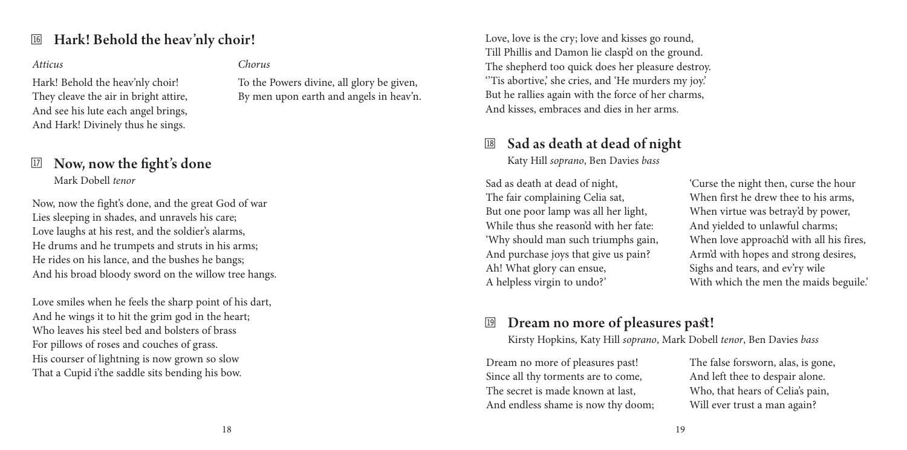## 16 Hark! Behold the heav'nly choir!

*Atticus*

Hark! Behold the heav'nly choir!
They cleave the air in bright attire,
And see his lute each angel brings,
And Hark! Divinely thus he sings.

*Chorus*

To the Powers divine, all glory be given,
By men upon earth and angels in heav'n.

## 17 Now, now the fight's done

Mark Dobell *tenor*

Now, now the fight's done, and the great God of war
Lies sleeping in shades, and unravels his care;
Love laughs at his rest, and the soldier's alarms,
He drums and he trumpets and struts in his arms;
He rides on his lance, and the bushes he bangs;
And his broad bloody sword on the willow tree hangs.

Love smiles when he feels the sharp point of his dart,
And he wings it to hit the grim god in the heart;
Who leaves his steel bed and bolsters of brass
For pillows of roses and couches of grass.
His courser of lightning is now grown so slow
That a Cupid i'the saddle sits bending his bow.

Love, love is the cry; love and kisses go round,
Till Phillis and Damon lie clasp'd on the ground.
The shepherd too quick does her pleasure destroy.
''Tis abortive,' she cries, and 'He murders my joy.'
But he rallies again with the force of her charms,
And kisses, embraces and dies in her arms.

## 18 Sad as death at dead of night

Katy Hill *soprano*, Ben Davies *bass*

Sad as death at dead of night,
The fair complaining Celia sat,
But one poor lamp was all her light,
While thus she reason'd with her fate:
'Why should man such triumphs gain,
And purchase joys that give us pain?
Ah! What glory can ensue,
A helpless virgin to undo?'

'Curse the night then, curse the hour
When first he drew thee to his arms,
When virtue was betray'd by power,
And yielded to unlawful charms;
When love approach'd with all his fires,
Arm'd with hopes and strong desires,
Sighs and tears, and ev'ry wile
With which the men the maids beguile.'

## 19 Dream no more of pleasures past!

Kirsty Hopkins, Katy Hill *soprano*, Mark Dobell *tenor*, Ben Davies *bass*

Dream no more of pleasures past!
Since all thy torments are to come,
The secret is made known at last,
And endless shame is now thy doom;

The false forsworn, alas, is gone,
And left thee to despair alone.
Who, that hears of Celia's pain,
Will ever trust a man again?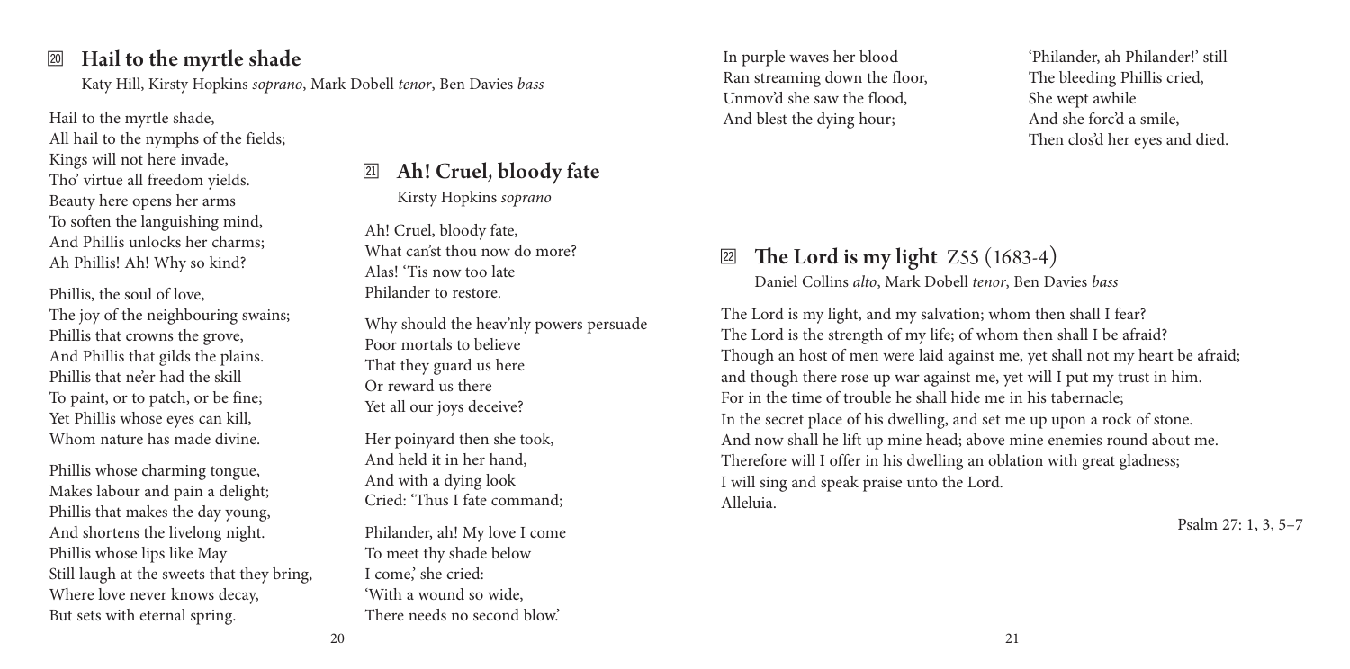## 20 Hail to the myrtle shade

Katy Hill, Kirsty Hopkins *soprano*, Mark Dobell *tenor*, Ben Davies *bass*

Hail to the myrtle shade,
All hail to the nymphs of the fields;
Kings will not here invade,
Tho' virtue all freedom yields.
Beauty here opens her arms
To soften the languishing mind,
And Phillis unlocks her charms;
Ah Phillis! Ah! Why so kind?

Phillis, the soul of love,
The joy of the neighbouring swains;
Phillis that crowns the grove,
And Phillis that gilds the plains.
Phillis that ne'er had the skill
To paint, or to patch, or be fine;
Yet Phillis whose eyes can kill,
Whom nature has made divine.

Phillis whose charming tongue,
Makes labour and pain a delight;
Phillis that makes the day young,
And shortens the livelong night.
Phillis whose lips like May
Still laugh at the sweets that they bring,
Where love never knows decay,
But sets with eternal spring.

## 21 Ah! Cruel, bloody fate

Kirsty Hopkins *soprano*

Ah! Cruel, bloody fate,
What can'st thou now do more?
Alas! 'Tis now too late
Philander to restore.

Why should the heav'nly powers persuade
Poor mortals to believe
That they guard us here
Or reward us there
Yet all our joys deceive?

Her poinyard then she took,
And held it in her hand,
And with a dying look
Cried: 'Thus I fate command;

Philander, ah! My love I come
To meet thy shade below
I come,' she cried:
'With a wound so wide,
There needs no second blow.'

In purple waves her blood
Ran streaming down the floor,
Unmov'd she saw the flood,
And blest the dying hour;

'Philander, ah Philander!' still
The bleeding Phillis cried,
She wept awhile
And she forc'd a smile,
Then clos'd her eyes and died.

## 22 The Lord is my light Z55 (1683-4)

Daniel Collins *alto*, Mark Dobell *tenor*, Ben Davies *bass*

The Lord is my light, and my salvation; whom then shall I fear?
The Lord is the strength of my life; of whom then shall I be afraid?
Though an host of men were laid against me, yet shall not my heart be afraid;
and though there rose up war against me, yet will I put my trust in him.
For in the time of trouble he shall hide me in his tabernacle;
In the secret place of his dwelling, and set me up upon a rock of stone.
And now shall he lift up mine head; above mine enemies round about me.
Therefore will I offer in his dwelling an oblation with great gladness;
I will sing and speak praise unto the Lord.
Alleluia.

Psalm 27: 1, 3, 5–7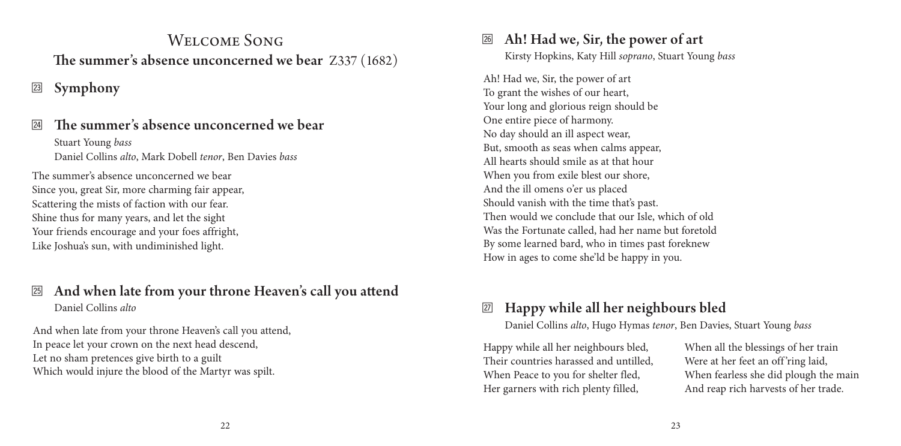## Welcome Song

### The summer's absence unconcerned we bear Z337 (1682)

### 23 Symphony

### 24 The summer's absence unconcerned we bear

Stuart Young *bass*
Daniel Collins *alto*, Mark Dobell *tenor*, Ben Davies *bass*

The summer's absence unconcerned we bear
Since you, great Sir, more charming fair appear,
Scattering the mists of faction with our fear.
Shine thus for many years, and let the sight
Your friends encourage and your foes affright,
Like Joshua's sun, with undiminished light.

### 25 And when late from your throne Heaven's call you attend

Daniel Collins *alto*

And when late from your throne Heaven's call you attend,
In peace let your crown on the next head descend,
Let no sham pretences give birth to a guilt
Which would injure the blood of the Martyr was spilt.

### 26 Ah! Had we, Sir, the power of art

Kirsty Hopkins, Katy Hill *soprano*, Stuart Young *bass*

Ah! Had we, Sir, the power of art
To grant the wishes of our heart,
Your long and glorious reign should be
One entire piece of harmony.
No day should an ill aspect wear,
But, smooth as seas when calms appear,
All hearts should smile as at that hour
When you from exile blest our shore,
And the ill omens o'er us placed
Should vanish with the time that's past.
Then would we conclude that our Isle, which of old
Was the Fortunate called, had her name but foretold
By some learned bard, who in times past foreknew
How in ages to come she'ld be happy in you.

### 27 Happy while all her neighbours bled

Daniel Collins *alto*, Hugo Hymas *tenor*, Ben Davies, Stuart Young *bass*

Happy while all her neighbours bled,
Their countries harassed and untilled,
When Peace to you for shelter fled,
Her garners with rich plenty filled,

When all the blessings of her train
Were at her feet an off'ring laid,
When fearless she did plough the main
And reap rich harvests of her trade.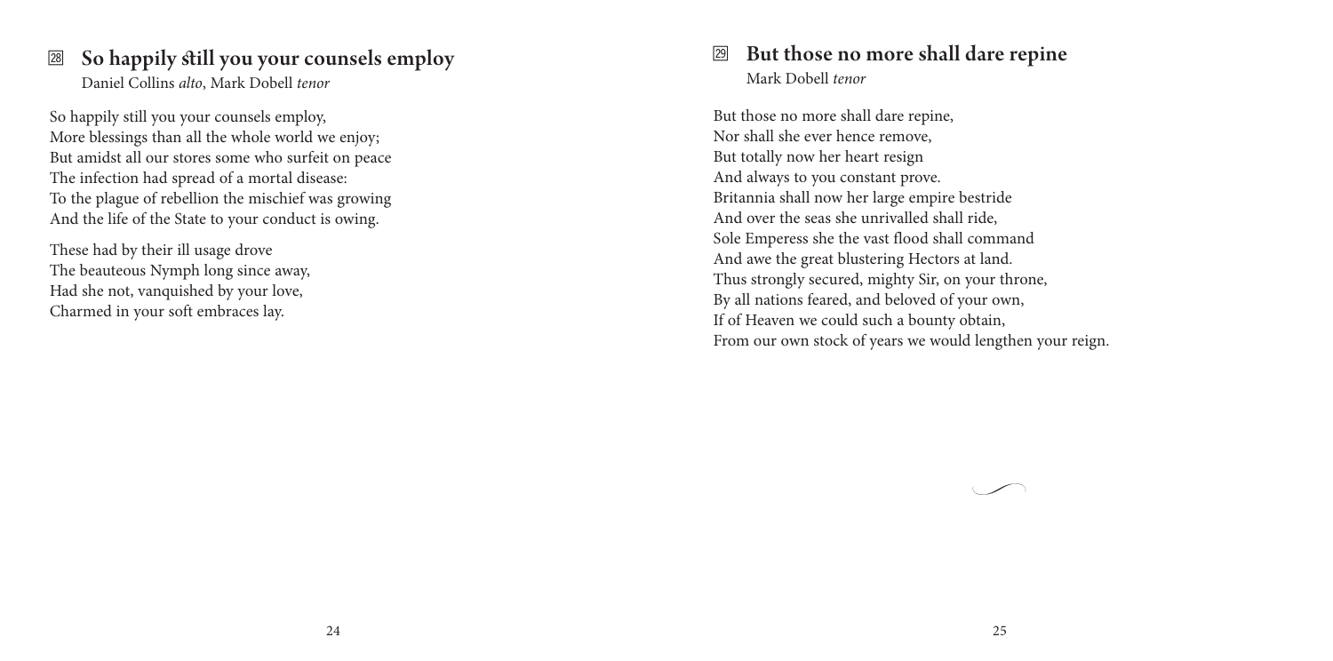## 28 So happily still you your counsels employ

Daniel Collins *alto*, Mark Dobell *tenor*

So happily still you your counsels employ,
More blessings than all the whole world we enjoy;
But amidst all our stores some who surfeit on peace
The infection had spread of a mortal disease:
To the plague of rebellion the mischief was growing
And the life of the State to your conduct is owing.

These had by their ill usage drove
The beauteous Nymph long since away,
Had she not, vanquished by your love,
Charmed in your soft embraces lay.

## 29 But those no more shall dare repine

Mark Dobell *tenor*

But those no more shall dare repine,
Nor shall she ever hence remove,
But totally now her heart resign
And always to you constant prove.
Britannia shall now her large empire bestride
And over the seas she unrivalled shall ride,
Sole Emperess she the vast flood shall command
And awe the great blustering Hectors at land.
Thus strongly secured, mighty Sir, on your throne,
By all nations feared, and beloved of your own,
If of Heaven we could such a bounty obtain,
From our own stock of years we would lengthen your reign.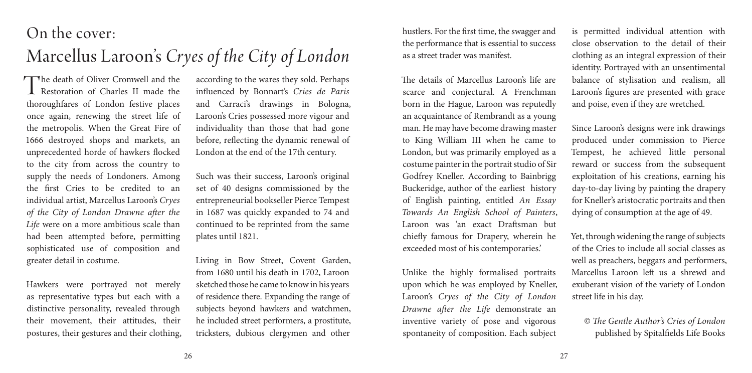# On the cover: Marcellus Laroon's *Cryes of the City of London*

The death of Oliver Cromwell and the Restoration of Charles II made the thoroughfares of London festive places once again, renewing the street life of the metropolis. When the Great Fire of 1666 destroyed shops and markets, an unprecedented horde of hawkers flocked to the city from across the country to supply the needs of Londoners. Among the first Cries to be credited to an individual artist, Marcellus Laroon's *Cryes of the City of London Drawne after the Life* were on a more ambitious scale than had been attempted before, permitting sophisticated use of composition and greater detail in costume.

Hawkers were portrayed not merely as representative types but each with a distinctive personality, revealed through their movement, their attitudes, their postures, their gestures and their clothing, according to the wares they sold. Perhaps influenced by Bonnart's *Cries de Paris* and Carraci's drawings in Bologna, Laroon's Cries possessed more vigour and individuality than those that had gone before, reflecting the dynamic renewal of London at the end of the 17th century.

Such was their success, Laroon's original set of 40 designs commissioned by the entrepreneurial bookseller Pierce Tempest in 1687 was quickly expanded to 74 and continued to be reprinted from the same plates until 1821.

Living in Bow Street, Covent Garden, from 1680 until his death in 1702, Laroon sketched those he came to know in his years of residence there. Expanding the range of subjects beyond hawkers and watchmen, he included street performers, a prostitute, tricksters, dubious clergymen and other hustlers. For the first time, the swagger and the performance that is essential to success as a street trader was manifest.

The details of Marcellus Laroon's life are scarce and conjectural. A Frenchman born in the Hague, Laroon was reputedly an acquaintance of Rembrandt as a young man. He may have become drawing master to King William III when he came to London, but was primarily employed as a costume painter in the portrait studio of Sir Godfrey Kneller. According to Bainbrigg Buckeridge, author of the earliest history of English painting, entitled *An Essay Towards An English School of Painters*, Laroon was 'an exact Draftsman but chiefly famous for Drapery, wherein he exceeded most of his contemporaries.'

Unlike the highly formalised portraits upon which he was employed by Kneller, Laroon's *Cryes of the City of London Drawne after the Life* demonstrate an inventive variety of pose and vigorous spontaneity of composition. Each subject is permitted individual attention with close observation to the detail of their clothing as an integral expression of their identity. Portrayed with an unsentimental balance of stylisation and realism, all Laroon's figures are presented with grace and poise, even if they are wretched.

Since Laroon's designs were ink drawings produced under commission to Pierce Tempest, he achieved little personal reward or success from the subsequent exploitation of his creations, earning his day-to-day living by painting the drapery for Kneller's aristocratic portraits and then dying of consumption at the age of 49.

Yet, through widening the range of subjects of the Cries to include all social classes as well as preachers, beggars and performers, Marcellus Laroon left us a shrewd and exuberant vision of the variety of London street life in his day.

© *The Gentle Author's Cries of London* published by Spitalfields Life Books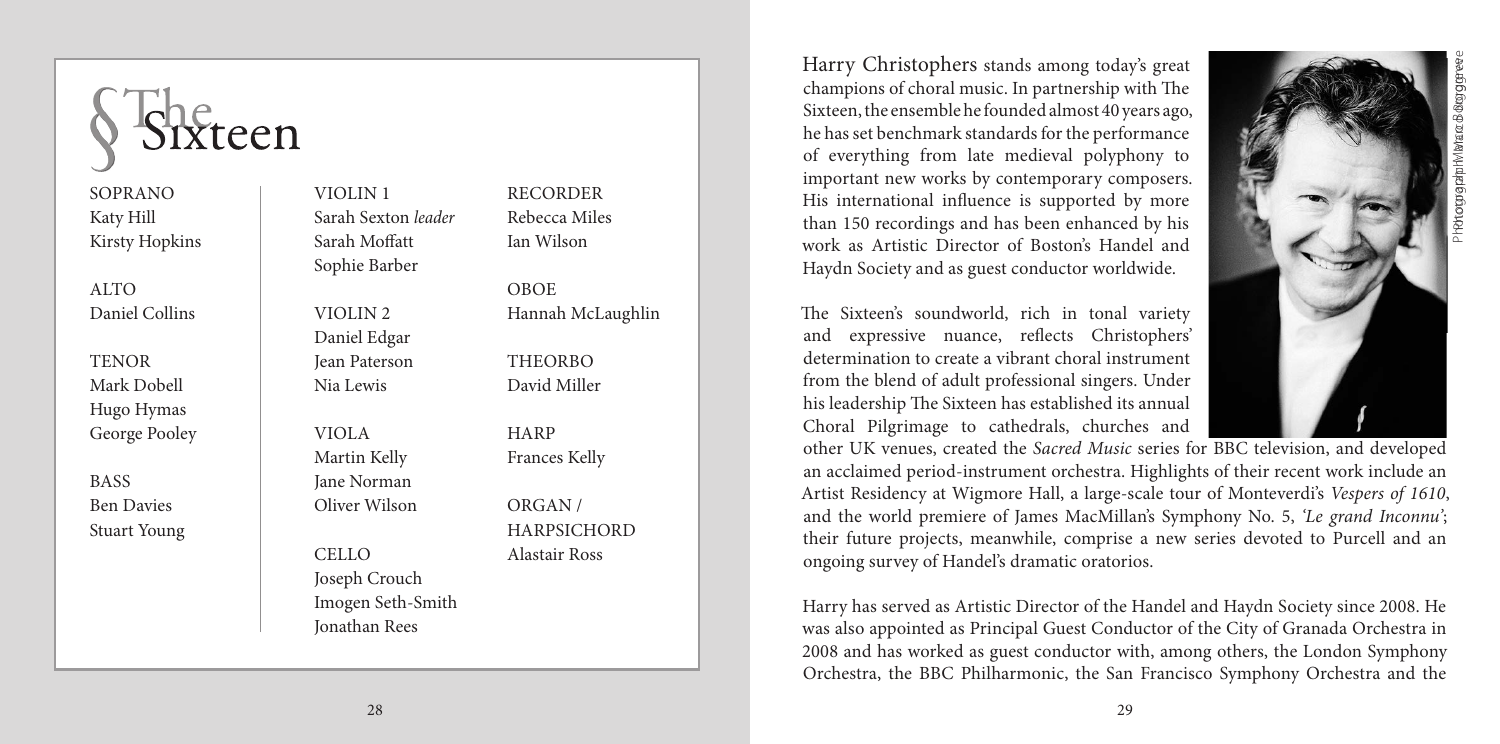# The Sixteen

SOPRANO
Katy Hill
Kirsty Hopkins

ALTO
Daniel Collins

TENOR
Mark Dobell
Hugo Hymas
George Pooley

BASS
Ben Davies
Stuart Young

VIOLIN 1
Sarah Sexton *leader*
Sarah Moffatt
Sophie Barber

VIOLIN 2
Daniel Edgar
Jean Paterson
Nia Lewis

VIOLA
Martin Kelly
Jane Norman
Oliver Wilson

CELLO
Joseph Crouch
Imogen Seth-Smith
Jonathan Rees

RECORDER
Rebecca Miles
Ian Wilson

OBOE
Hannah McLaughlin

THEORBO
David Miller

HARP
Frances Kelly

ORGAN / HARPSICHORD
Alastair Ross

Harry Christophers stands among today's great champions of choral music. In partnership with The Sixteen, the ensemble he founded almost 40 years ago, he has set benchmark standards for the performance of everything from late medieval polyphony to important new works by contemporary composers. His international influence is supported by more than 150 recordings and has been enhanced by his work as Artistic Director of Boston's Handel and Haydn Society and as guest conductor worldwide.

The Sixteen's soundworld, rich in tonal variety and expressive nuance, reflects Christophers' determination to create a vibrant choral instrument from the blend of adult professional singers. Under his leadership The Sixteen has established its annual Choral Pilgrimage to cathedrals, churches and other UK venues, created the *Sacred Music* series for BBC television, and developed an acclaimed period-instrument orchestra. Highlights of their recent work include an Artist Residency at Wigmore Hall, a large-scale tour of Monteverdi's *Vespers of 1610*, and the world premiere of James MacMillan's Symphony No. 5, *'Le grand Inconnu'*; their future projects, meanwhile, comprise a new series devoted to Purcell and an ongoing survey of Handel's dramatic oratorios.

Harry has served as Artistic Director of the Handel and Haydn Society since 2008. He was also appointed as Principal Guest Conductor of the City of Granada Orchestra in 2008 and has worked as guest conductor with, among others, the London Symphony Orchestra, the BBC Philharmonic, the San Francisco Symphony Orchestra and the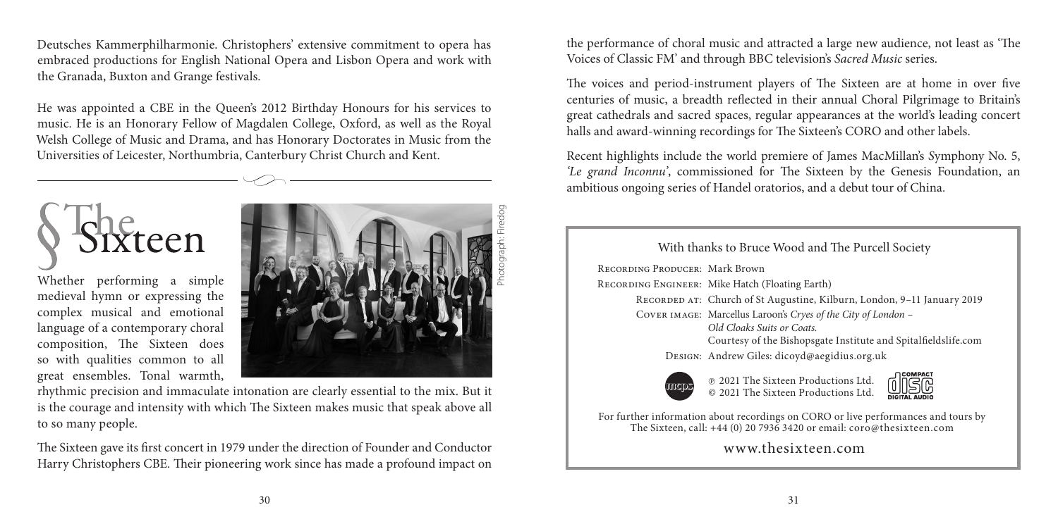Deutsches Kammerphilharmonie. Christophers' extensive commitment to opera has embraced productions for English National Opera and Lisbon Opera and work with the Granada, Buxton and Grange festivals.

He was appointed a CBE in the Queen's 2012 Birthday Honours for his services to music. He is an Honorary Fellow of Magdalen College, Oxford, as well as the Royal Welsh College of Music and Drama, and has Honorary Doctorates in Music from the Universities of Leicester, Northumbria, Canterbury Christ Church and Kent.

# The Sixteen

Photograph: Firedog

Whether performing a simple medieval hymn or expressing the complex musical and emotional language of a contemporary choral composition, The Sixteen does so with qualities common to all great ensembles. Tonal warmth, rhythmic precision and immaculate intonation are clearly essential to the mix. But it is the courage and intensity with which The Sixteen makes music that speak above all to so many people.

The Sixteen gave its first concert in 1979 under the direction of Founder and Conductor Harry Christophers CBE. Their pioneering work since has made a profound impact on the performance of choral music and attracted a large new audience, not least as 'The Voices of Classic FM' and through BBC television's *Sacred Music* series.

The voices and period-instrument players of The Sixteen are at home in over five centuries of music, a breadth reflected in their annual Choral Pilgrimage to Britain's great cathedrals and sacred spaces, regular appearances at the world's leading concert halls and award-winning recordings for The Sixteen's CORO and other labels.

Recent highlights include the world premiere of James MacMillan's Symphony No. 5, *'Le grand Inconnu'*, commissioned for The Sixteen by the Genesis Foundation, an ambitious ongoing series of Handel oratorios, and a debut tour of China.

With thanks to Bruce Wood and The Purcell Society

Recording Producer: Mark Brown
Recording Engineer: Mike Hatch (Floating Earth)
Recorded at: Church of St Augustine, Kilburn, London, 9–11 January 2019
Cover image: Marcellus Laroon's *Cryes of the City of London – Old Cloaks Suits or Coats.*
Courtesy of the Bishopsgate Institute and Spitalfieldslife.com
Design: Andrew Giles: dicoyd@aegidius.org.uk

℗ 2021 The Sixteen Productions Ltd.
© 2021 The Sixteen Productions Ltd.

For further information about recordings on CORO or live performances and tours by The Sixteen, call: +44 (0) 20 7936 3420 or email: coro@thesixteen.com

www.thesixteen.com